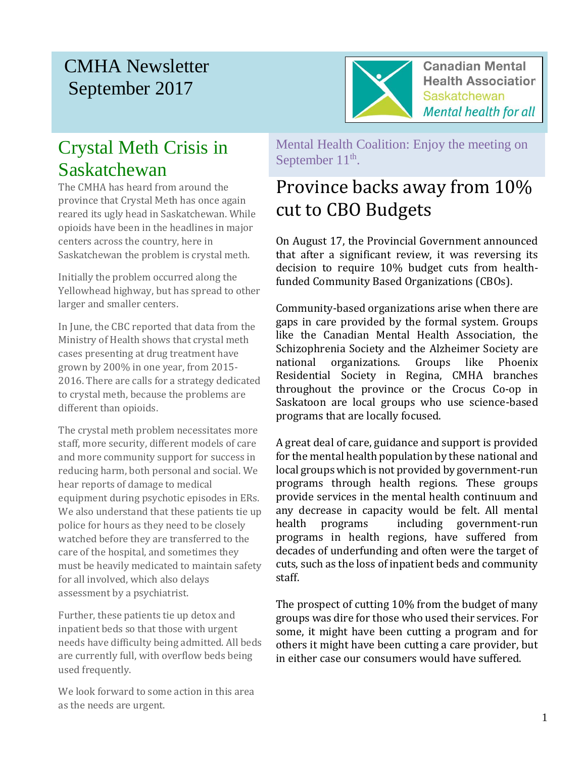# CMHA Newsletter September 2017

Canadian Mental Health Association
Saskatchewan
*Mental health for all*

## Crystal Meth Crisis in Saskatchewan

The CMHA has heard from around the province that Crystal Meth has once again reared its ugly head in Saskatchewan. While opioids have been in the headlines in major centers across the country, here in Saskatchewan the problem is crystal meth.

Initially the problem occurred along the Yellowhead highway, but has spread to other larger and smaller centers.

In June, the CBC reported that data from the Ministry of Health shows that crystal meth cases presenting at drug treatment have grown by 200% in one year, from 2015-2016. There are calls for a strategy dedicated to crystal meth, because the problems are different than opioids.

The crystal meth problem necessitates more staff, more security, different models of care and more community support for success in reducing harm, both personal and social. We hear reports of damage to medical equipment during psychotic episodes in ERs. We also understand that these patients tie up police for hours as they need to be closely watched before they are transferred to the care of the hospital, and sometimes they must be heavily medicated to maintain safety for all involved, which also delays assessment by a psychiatrist.

Further, these patients tie up detox and inpatient beds so that those with urgent needs have difficulty being admitted. All beds are currently full, with overflow beds being used frequently.

We look forward to some action in this area as the needs are urgent.

Mental Health Coalition: Enjoy the meeting on September 11th.

## Province backs away from 10% cut to CBO Budgets

On August 17, the Provincial Government announced that after a significant review, it was reversing its decision to require 10% budget cuts from health-funded Community Based Organizations (CBOs).

Community-based organizations arise when there are gaps in care provided by the formal system. Groups like the Canadian Mental Health Association, the Schizophrenia Society and the Alzheimer Society are national organizations. Groups like Phoenix Residential Society in Regina, CMHA branches throughout the province or the Crocus Co-op in Saskatoon are local groups who use science-based programs that are locally focused.

A great deal of care, guidance and support is provided for the mental health population by these national and local groups which is not provided by government-run programs through health regions. These groups provide services in the mental health continuum and any decrease in capacity would be felt. All mental health programs including government-run programs in health regions, have suffered from decades of underfunding and often were the target of cuts, such as the loss of inpatient beds and community staff.

The prospect of cutting 10% from the budget of many groups was dire for those who used their services. For some, it might have been cutting a program and for others it might have been cutting a care provider, but in either case our consumers would have suffered.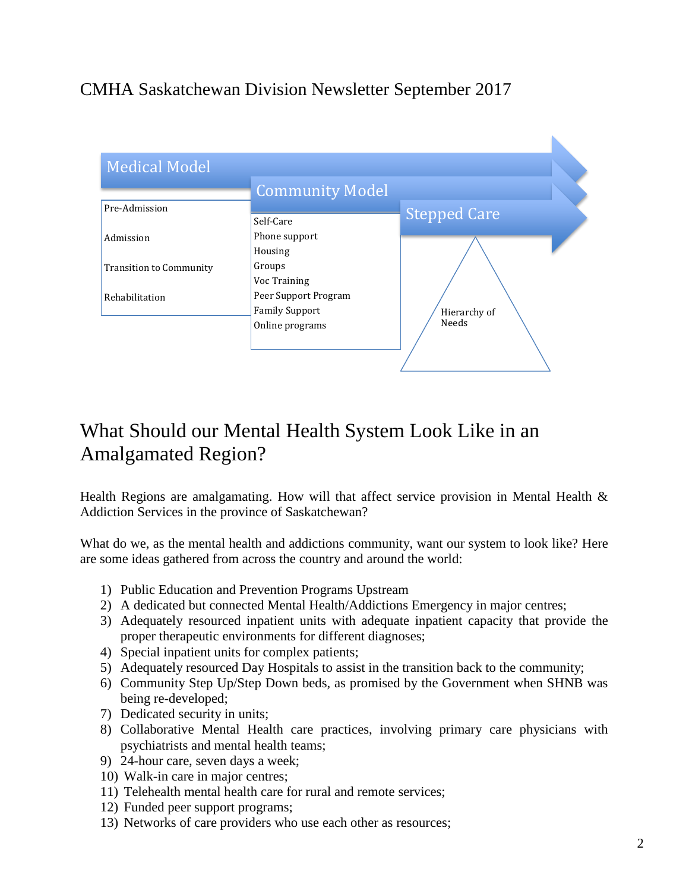CMHA Saskatchewan Division Newsletter September 2017

Medical Model

- Pre-Admission
- Admission
- Transition to Community
- Rehabilitation

Community Model

- Self-Care
- Phone support
- Housing
- Groups
- Voc Training
- Peer Support Program
- Family Support
- Online programs

Stepped Care

Hierarchy of Needs

# What Should our Mental Health System Look Like in an Amalgamated Region?

Health Regions are amalgamating. How will that affect service provision in Mental Health & Addiction Services in the province of Saskatchewan?

What do we, as the mental health and addictions community, want our system to look like? Here are some ideas gathered from across the country and around the world:

1) Public Education and Prevention Programs Upstream
2) A dedicated but connected Mental Health/Addictions Emergency in major centres;
3) Adequately resourced inpatient units with adequate inpatient capacity that provide the proper therapeutic environments for different diagnoses;
4) Special inpatient units for complex patients;
5) Adequately resourced Day Hospitals to assist in the transition back to the community;
6) Community Step Up/Step Down beds, as promised by the Government when SHNB was being re-developed;
7) Dedicated security in units;
8) Collaborative Mental Health care practices, involving primary care physicians with psychiatrists and mental health teams;
9) 24-hour care, seven days a week;
10) Walk-in care in major centres;
11) Telehealth mental health care for rural and remote services;
12) Funded peer support programs;
13) Networks of care providers who use each other as resources;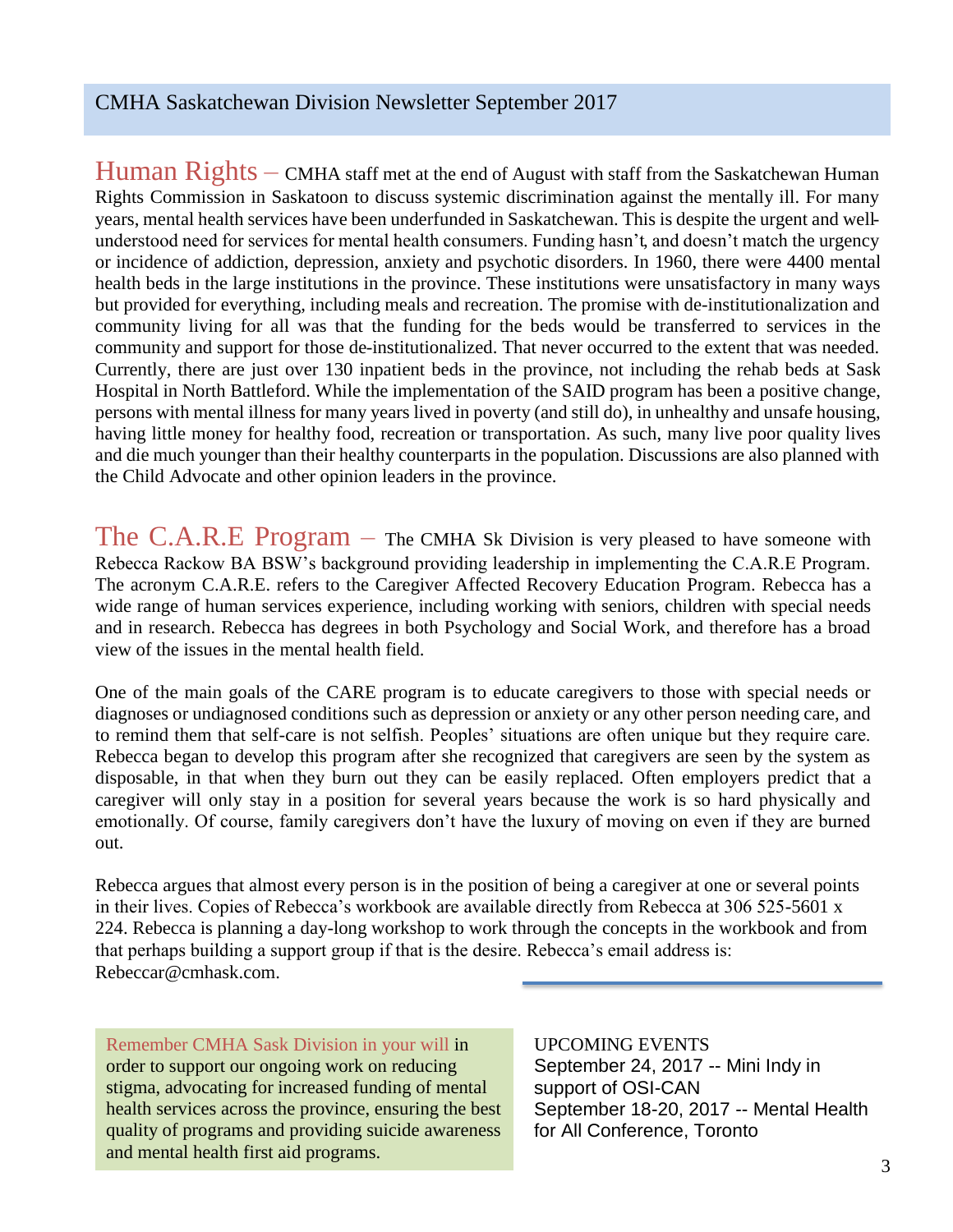CMHA Saskatchewan Division Newsletter September 2017

**Human Rights –** CMHA staff met at the end of August with staff from the Saskatchewan Human Rights Commission in Saskatoon to discuss systemic discrimination against the mentally ill. For many years, mental health services have been underfunded in Saskatchewan. This is despite the urgent and well-understood need for services for mental health consumers. Funding hasn't, and doesn't match the urgency or incidence of addiction, depression, anxiety and psychotic disorders. In 1960, there were 4400 mental health beds in the large institutions in the province. These institutions were unsatisfactory in many ways but provided for everything, including meals and recreation. The promise with de-institutionalization and community living for all was that the funding for the beds would be transferred to services in the community and support for those de-institutionalized. That never occurred to the extent that was needed. Currently, there are just over 130 inpatient beds in the province, not including the rehab beds at Sask Hospital in North Battleford. While the implementation of the SAID program has been a positive change, persons with mental illness for many years lived in poverty (and still do), in unhealthy and unsafe housing, having little money for healthy food, recreation or transportation. As such, many live poor quality lives and die much younger than their healthy counterparts in the population. Discussions are also planned with the Child Advocate and other opinion leaders in the province.

**The C.A.R.E Program –** The CMHA Sk Division is very pleased to have someone with Rebecca Rackow BA BSW's background providing leadership in implementing the C.A.R.E Program. The acronym C.A.R.E. refers to the Caregiver Affected Recovery Education Program. Rebecca has a wide range of human services experience, including working with seniors, children with special needs and in research. Rebecca has degrees in both Psychology and Social Work, and therefore has a broad view of the issues in the mental health field.

One of the main goals of the CARE program is to educate caregivers to those with special needs or diagnoses or undiagnosed conditions such as depression or anxiety or any other person needing care, and to remind them that self-care is not selfish. Peoples' situations are often unique but they require care. Rebecca began to develop this program after she recognized that caregivers are seen by the system as disposable, in that when they burn out they can be easily replaced. Often employers predict that a caregiver will only stay in a position for several years because the work is so hard physically and emotionally. Of course, family caregivers don't have the luxury of moving on even if they are burned out.

Rebecca argues that almost every person is in the position of being a caregiver at one or several points in their lives. Copies of Rebecca's workbook are available directly from Rebecca at 306 525-5601 x 224. Rebecca is planning a day-long workshop to work through the concepts in the workbook and from that perhaps building a support group if that is the desire. Rebecca's email address is: Rebeccar@cmhask.com.

Remember CMHA Sask Division in your will in order to support our ongoing work on reducing stigma, advocating for increased funding of mental health services across the province, ensuring the best quality of programs and providing suicide awareness and mental health first aid programs.

UPCOMING EVENTS

September 24, 2017 -- Mini Indy in support of OSI-CAN

September 18-20, 2017 -- Mental Health for All Conference, Toronto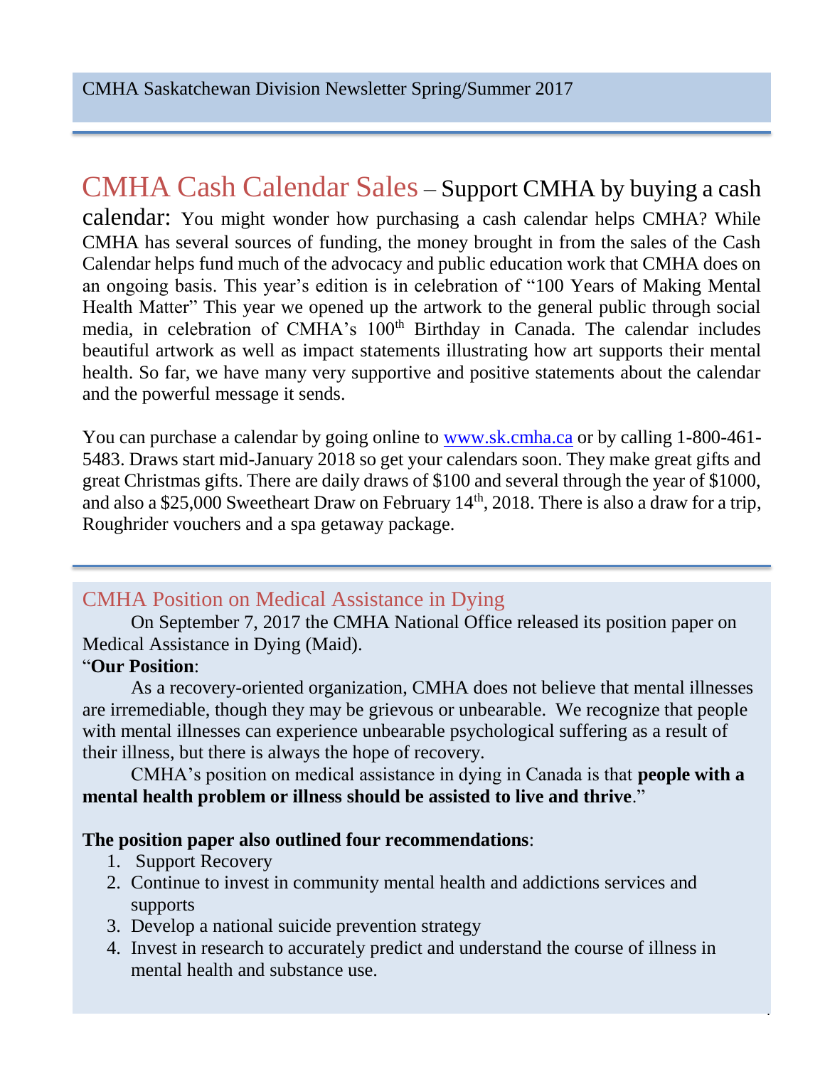## CMHA Cash Calendar Sales – Support CMHA by buying a cash calendar:

You might wonder how purchasing a cash calendar helps CMHA? While CMHA has several sources of funding, the money brought in from the sales of the Cash Calendar helps fund much of the advocacy and public education work that CMHA does on an ongoing basis. This year's edition is in celebration of "100 Years of Making Mental Health Matter" This year we opened up the artwork to the general public through social media, in celebration of CMHA's 100th Birthday in Canada. The calendar includes beautiful artwork as well as impact statements illustrating how art supports their mental health. So far, we have many very supportive and positive statements about the calendar and the powerful message it sends.

You can purchase a calendar by going online to www.sk.cmha.ca or by calling 1-800-461-5483. Draws start mid-January 2018 so get your calendars soon. They make great gifts and great Christmas gifts. There are daily draws of $100 and several through the year of $1000, and also a $25,000 Sweetheart Draw on February 14th, 2018. There is also a draw for a trip, Roughrider vouchers and a spa getaway package.

## CMHA Position on Medical Assistance in Dying

On September 7, 2017 the CMHA National Office released its position paper on Medical Assistance in Dying (Maid).

"**Our Position**:

As a recovery-oriented organization, CMHA does not believe that mental illnesses are irremediable, though they may be grievous or unbearable. We recognize that people with mental illnesses can experience unbearable psychological suffering as a result of their illness, but there is always the hope of recovery.

CMHA's position on medical assistance in dying in Canada is that **people with a mental health problem or illness should be assisted to live and thrive**."

**The position paper also outlined four recommendations**:

1. Support Recovery
2. Continue to invest in community mental health and addictions services and supports
3. Develop a national suicide prevention strategy
4. Invest in research to accurately predict and understand the course of illness in mental health and substance use.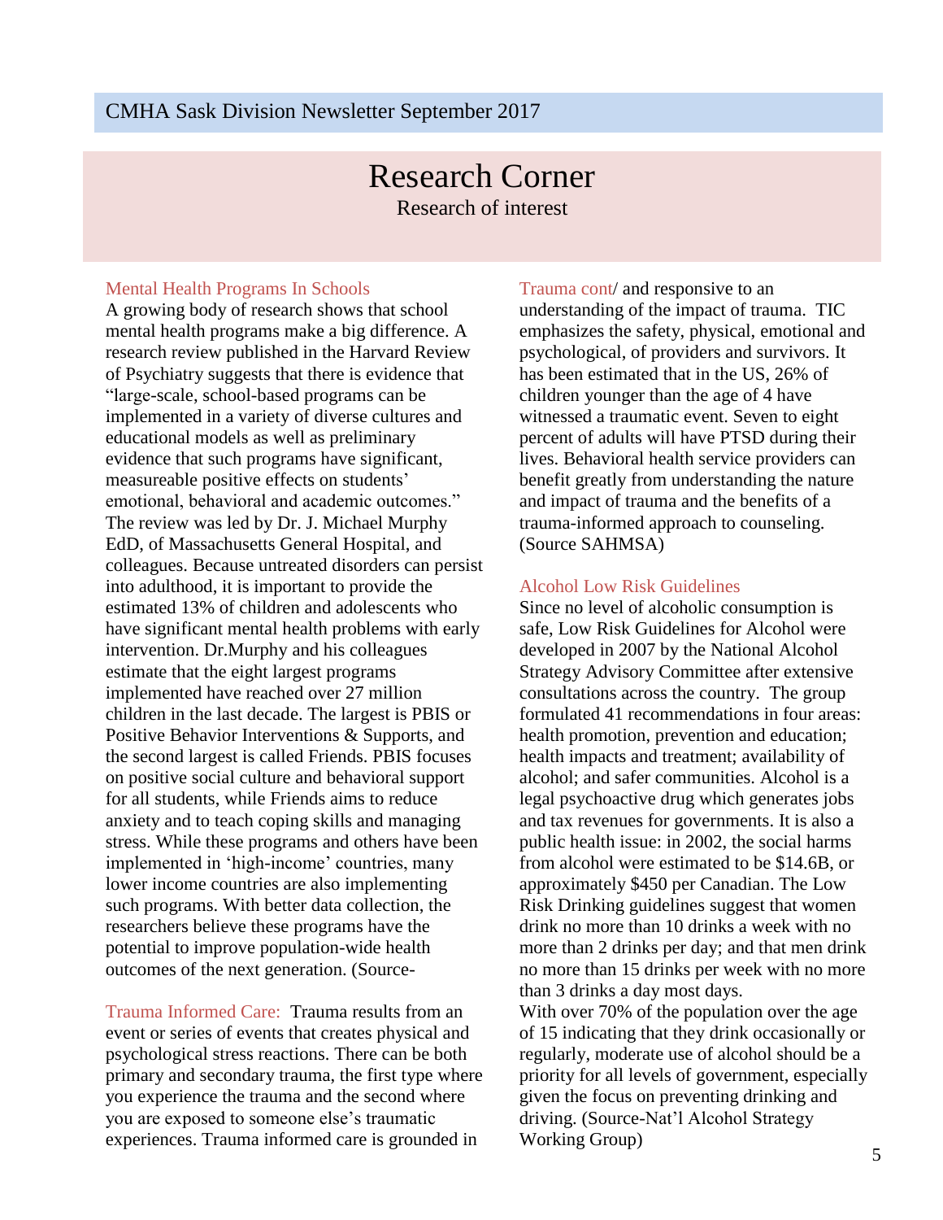# Research Corner

Research of interest

### Mental Health Programs In Schools

A growing body of research shows that school mental health programs make a big difference. A research review published in the Harvard Review of Psychiatry suggests that there is evidence that "large-scale, school-based programs can be implemented in a variety of diverse cultures and educational models as well as preliminary evidence that such programs have significant, measureable positive effects on students' emotional, behavioral and academic outcomes." The review was led by Dr. J. Michael Murphy EdD, of Massachusetts General Hospital, and colleagues. Because untreated disorders can persist into adulthood, it is important to provide the estimated 13% of children and adolescents who have significant mental health problems with early intervention. Dr.Murphy and his colleagues estimate that the eight largest programs implemented have reached over 27 million children in the last decade. The largest is PBIS or Positive Behavior Interventions & Supports, and the second largest is called Friends. PBIS focuses on positive social culture and behavioral support for all students, while Friends aims to reduce anxiety and to teach coping skills and managing stress. While these programs and others have been implemented in 'high-income' countries, many lower income countries are also implementing such programs. With better data collection, the researchers believe these programs have the potential to improve population-wide health outcomes of the next generation. (Source-

### Trauma Informed Care:

Trauma results from an event or series of events that creates physical and psychological stress reactions. There can be both primary and secondary trauma, the first type where you experience the trauma and the second where you are exposed to someone else's traumatic experiences. Trauma informed care is grounded in

Trauma cont/ and responsive to an understanding of the impact of trauma. TIC emphasizes the safety, physical, emotional and psychological, of providers and survivors. It has been estimated that in the US, 26% of children younger than the age of 4 have witnessed a traumatic event. Seven to eight percent of adults will have PTSD during their lives. Behavioral health service providers can benefit greatly from understanding the nature and impact of trauma and the benefits of a trauma-informed approach to counseling. (Source SAHMSA)

### Alcohol Low Risk Guidelines

Since no level of alcoholic consumption is safe, Low Risk Guidelines for Alcohol were developed in 2007 by the National Alcohol Strategy Advisory Committee after extensive consultations across the country. The group formulated 41 recommendations in four areas: health promotion, prevention and education; health impacts and treatment; availability of alcohol; and safer communities. Alcohol is a legal psychoactive drug which generates jobs and tax revenues for governments. It is also a public health issue: in 2002, the social harms from alcohol were estimated to be $14.6B, or approximately $450 per Canadian. The Low Risk Drinking guidelines suggest that women drink no more than 10 drinks a week with no more than 2 drinks per day; and that men drink no more than 15 drinks per week with no more than 3 drinks a day most days.

With over 70% of the population over the age of 15 indicating that they drink occasionally or regularly, moderate use of alcohol should be a priority for all levels of government, especially given the focus on preventing drinking and driving. (Source-Nat'l Alcohol Strategy Working Group)